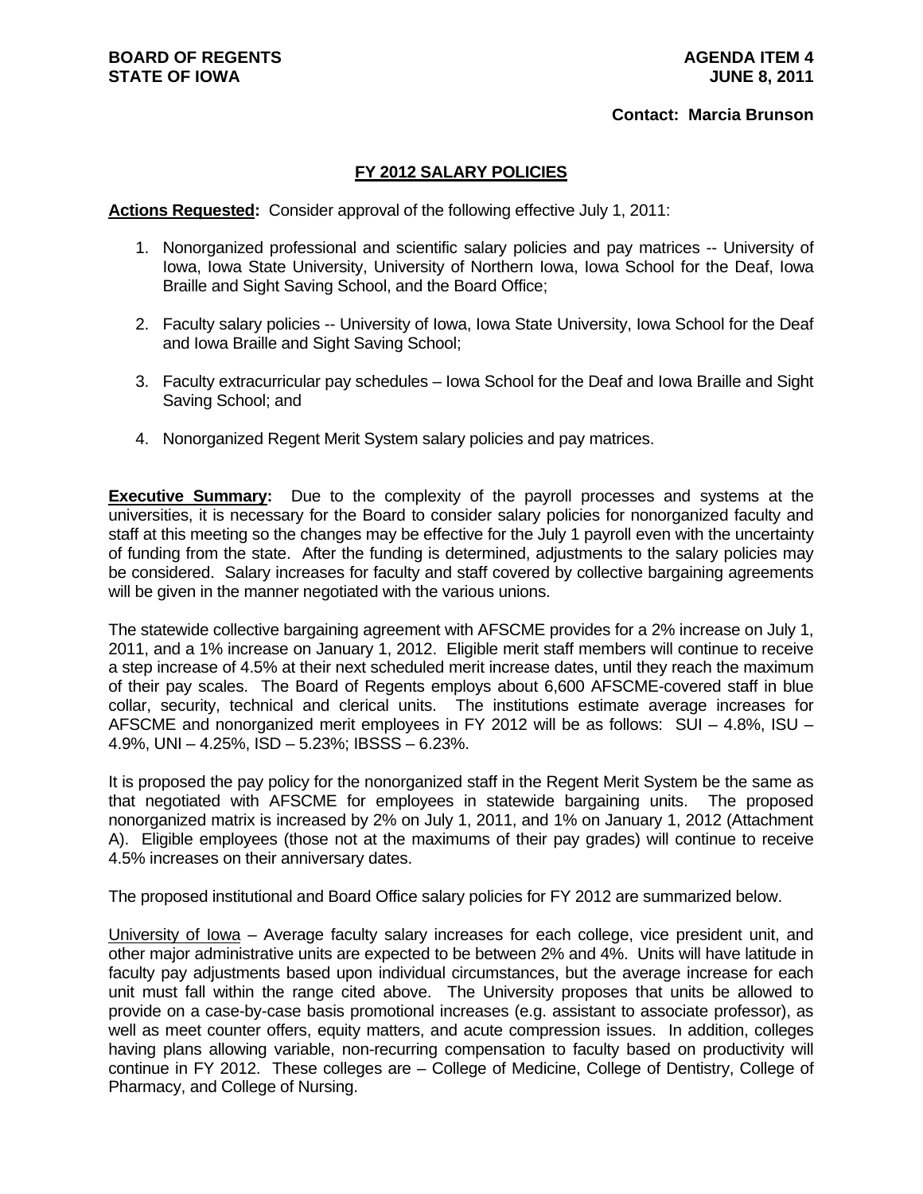**BOARD OF REGENTS**
**STATE OF IOWA**

**AGENDA ITEM 4**
**JUNE 8, 2011**

**Contact: Marcia Brunson**

## FY 2012 SALARY POLICIES

**Actions Requested:** Consider approval of the following effective July 1, 2011:

1. Nonorganized professional and scientific salary policies and pay matrices -- University of Iowa, Iowa State University, University of Northern Iowa, Iowa School for the Deaf, Iowa Braille and Sight Saving School, and the Board Office;
2. Faculty salary policies -- University of Iowa, Iowa State University, Iowa School for the Deaf and Iowa Braille and Sight Saving School;
3. Faculty extracurricular pay schedules – Iowa School for the Deaf and Iowa Braille and Sight Saving School; and
4. Nonorganized Regent Merit System salary policies and pay matrices.

**Executive Summary:** Due to the complexity of the payroll processes and systems at the universities, it is necessary for the Board to consider salary policies for nonorganized faculty and staff at this meeting so the changes may be effective for the July 1 payroll even with the uncertainty of funding from the state. After the funding is determined, adjustments to the salary policies may be considered. Salary increases for faculty and staff covered by collective bargaining agreements will be given in the manner negotiated with the various unions.

The statewide collective bargaining agreement with AFSCME provides for a 2% increase on July 1, 2011, and a 1% increase on January 1, 2012. Eligible merit staff members will continue to receive a step increase of 4.5% at their next scheduled merit increase dates, until they reach the maximum of their pay scales. The Board of Regents employs about 6,600 AFSCME-covered staff in blue collar, security, technical and clerical units. The institutions estimate average increases for AFSCME and nonorganized merit employees in FY 2012 will be as follows: SUI – 4.8%, ISU – 4.9%, UNI – 4.25%, ISD – 5.23%; IBSSS – 6.23%.

It is proposed the pay policy for the nonorganized staff in the Regent Merit System be the same as that negotiated with AFSCME for employees in statewide bargaining units. The proposed nonorganized matrix is increased by 2% on July 1, 2011, and 1% on January 1, 2012 (Attachment A). Eligible employees (those not at the maximums of their pay grades) will continue to receive 4.5% increases on their anniversary dates.

The proposed institutional and Board Office salary policies for FY 2012 are summarized below.

University of Iowa – Average faculty salary increases for each college, vice president unit, and other major administrative units are expected to be between 2% and 4%. Units will have latitude in faculty pay adjustments based upon individual circumstances, but the average increase for each unit must fall within the range cited above. The University proposes that units be allowed to provide on a case-by-case basis promotional increases (e.g. assistant to associate professor), as well as meet counter offers, equity matters, and acute compression issues. In addition, colleges having plans allowing variable, non-recurring compensation to faculty based on productivity will continue in FY 2012. These colleges are – College of Medicine, College of Dentistry, College of Pharmacy, and College of Nursing.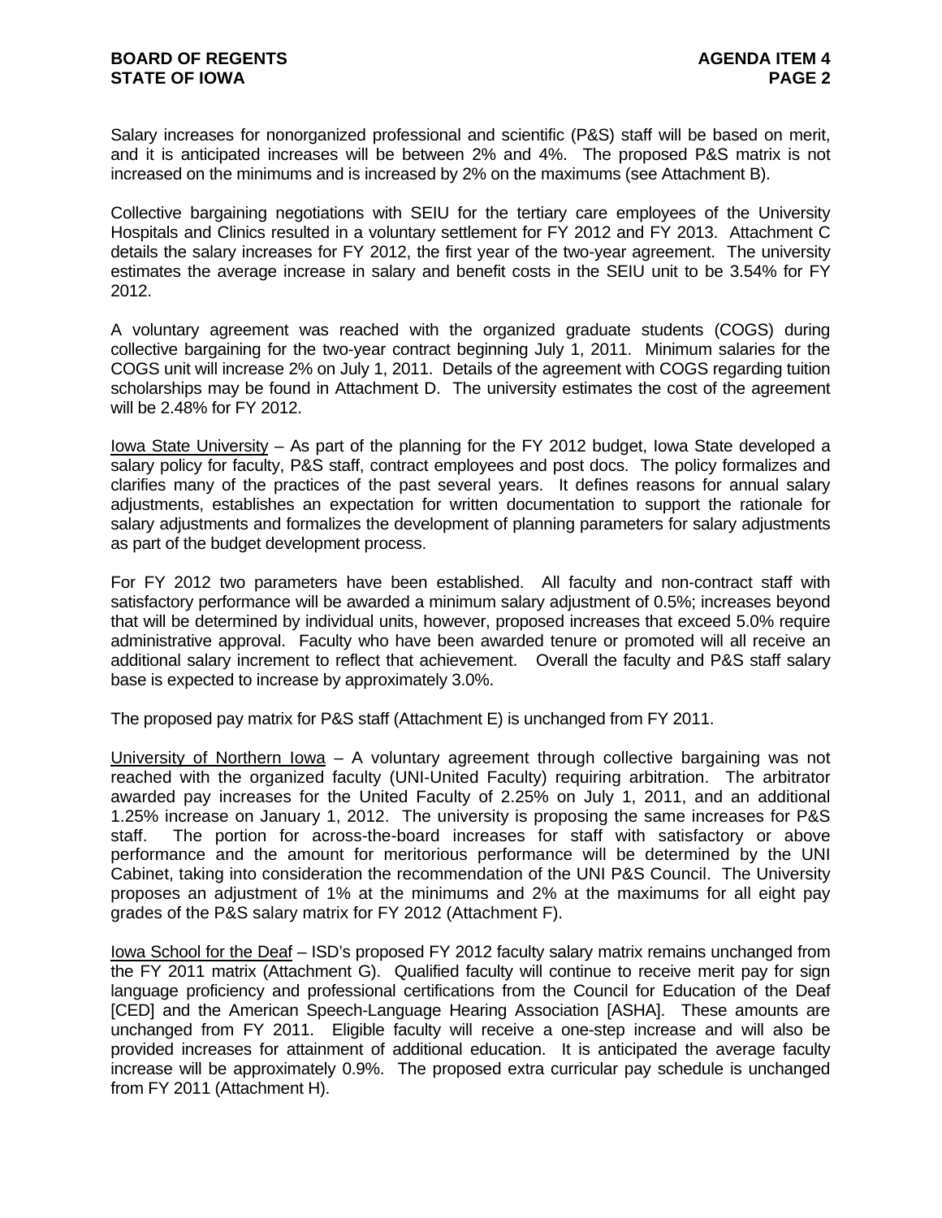Salary increases for nonorganized professional and scientific (P&S) staff will be based on merit, and it is anticipated increases will be between 2% and 4%. The proposed P&S matrix is not increased on the minimums and is increased by 2% on the maximums (see Attachment B).

Collective bargaining negotiations with SEIU for the tertiary care employees of the University Hospitals and Clinics resulted in a voluntary settlement for FY 2012 and FY 2013. Attachment C details the salary increases for FY 2012, the first year of the two-year agreement. The university estimates the average increase in salary and benefit costs in the SEIU unit to be 3.54% for FY 2012.

A voluntary agreement was reached with the organized graduate students (COGS) during collective bargaining for the two-year contract beginning July 1, 2011. Minimum salaries for the COGS unit will increase 2% on July 1, 2011. Details of the agreement with COGS regarding tuition scholarships may be found in Attachment D. The university estimates the cost of the agreement will be 2.48% for FY 2012.

Iowa State University – As part of the planning for the FY 2012 budget, Iowa State developed a salary policy for faculty, P&S staff, contract employees and post docs. The policy formalizes and clarifies many of the practices of the past several years. It defines reasons for annual salary adjustments, establishes an expectation for written documentation to support the rationale for salary adjustments and formalizes the development of planning parameters for salary adjustments as part of the budget development process.

For FY 2012 two parameters have been established. All faculty and non-contract staff with satisfactory performance will be awarded a minimum salary adjustment of 0.5%; increases beyond that will be determined by individual units, however, proposed increases that exceed 5.0% require administrative approval. Faculty who have been awarded tenure or promoted will all receive an additional salary increment to reflect that achievement. Overall the faculty and P&S staff salary base is expected to increase by approximately 3.0%.

The proposed pay matrix for P&S staff (Attachment E) is unchanged from FY 2011.

University of Northern Iowa – A voluntary agreement through collective bargaining was not reached with the organized faculty (UNI-United Faculty) requiring arbitration. The arbitrator awarded pay increases for the United Faculty of 2.25% on July 1, 2011, and an additional 1.25% increase on January 1, 2012. The university is proposing the same increases for P&S staff. The portion for across-the-board increases for staff with satisfactory or above performance and the amount for meritorious performance will be determined by the UNI Cabinet, taking into consideration the recommendation of the UNI P&S Council. The University proposes an adjustment of 1% at the minimums and 2% at the maximums for all eight pay grades of the P&S salary matrix for FY 2012 (Attachment F).

Iowa School for the Deaf – ISD's proposed FY 2012 faculty salary matrix remains unchanged from the FY 2011 matrix (Attachment G). Qualified faculty will continue to receive merit pay for sign language proficiency and professional certifications from the Council for Education of the Deaf [CED] and the American Speech-Language Hearing Association [ASHA]. These amounts are unchanged from FY 2011. Eligible faculty will receive a one-step increase and will also be provided increases for attainment of additional education. It is anticipated the average faculty increase will be approximately 0.9%. The proposed extra curricular pay schedule is unchanged from FY 2011 (Attachment H).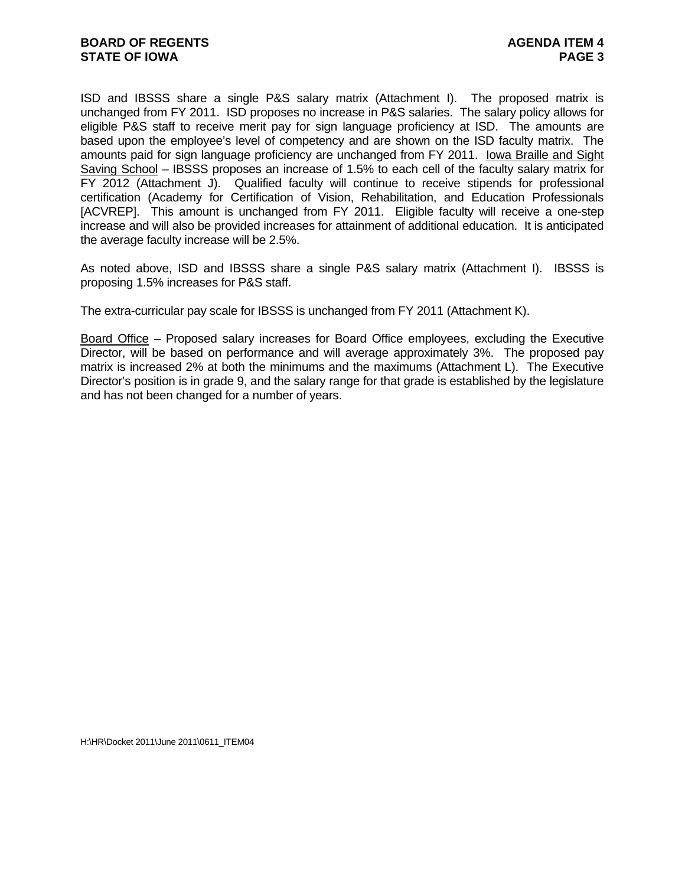ISD and IBSSS share a single P&S salary matrix (Attachment I). The proposed matrix is unchanged from FY 2011. ISD proposes no increase in P&S salaries. The salary policy allows for eligible P&S staff to receive merit pay for sign language proficiency at ISD. The amounts are based upon the employee's level of competency and are shown on the ISD faculty matrix. The amounts paid for sign language proficiency are unchanged from FY 2011. <u>Iowa Braille and Sight Saving School</u> – IBSSS proposes an increase of 1.5% to each cell of the faculty salary matrix for FY 2012 (Attachment J). Qualified faculty will continue to receive stipends for professional certification (Academy for Certification of Vision, Rehabilitation, and Education Professionals [ACVREP]. This amount is unchanged from FY 2011. Eligible faculty will receive a one-step increase and will also be provided increases for attainment of additional education. It is anticipated the average faculty increase will be 2.5%.

As noted above, ISD and IBSSS share a single P&S salary matrix (Attachment I). IBSSS is proposing 1.5% increases for P&S staff.

The extra-curricular pay scale for IBSSS is unchanged from FY 2011 (Attachment K).

<u>Board Office</u> – Proposed salary increases for Board Office employees, excluding the Executive Director, will be based on performance and will average approximately 3%. The proposed pay matrix is increased 2% at both the minimums and the maximums (Attachment L). The Executive Director's position is in grade 9, and the salary range for that grade is established by the legislature and has not been changed for a number of years.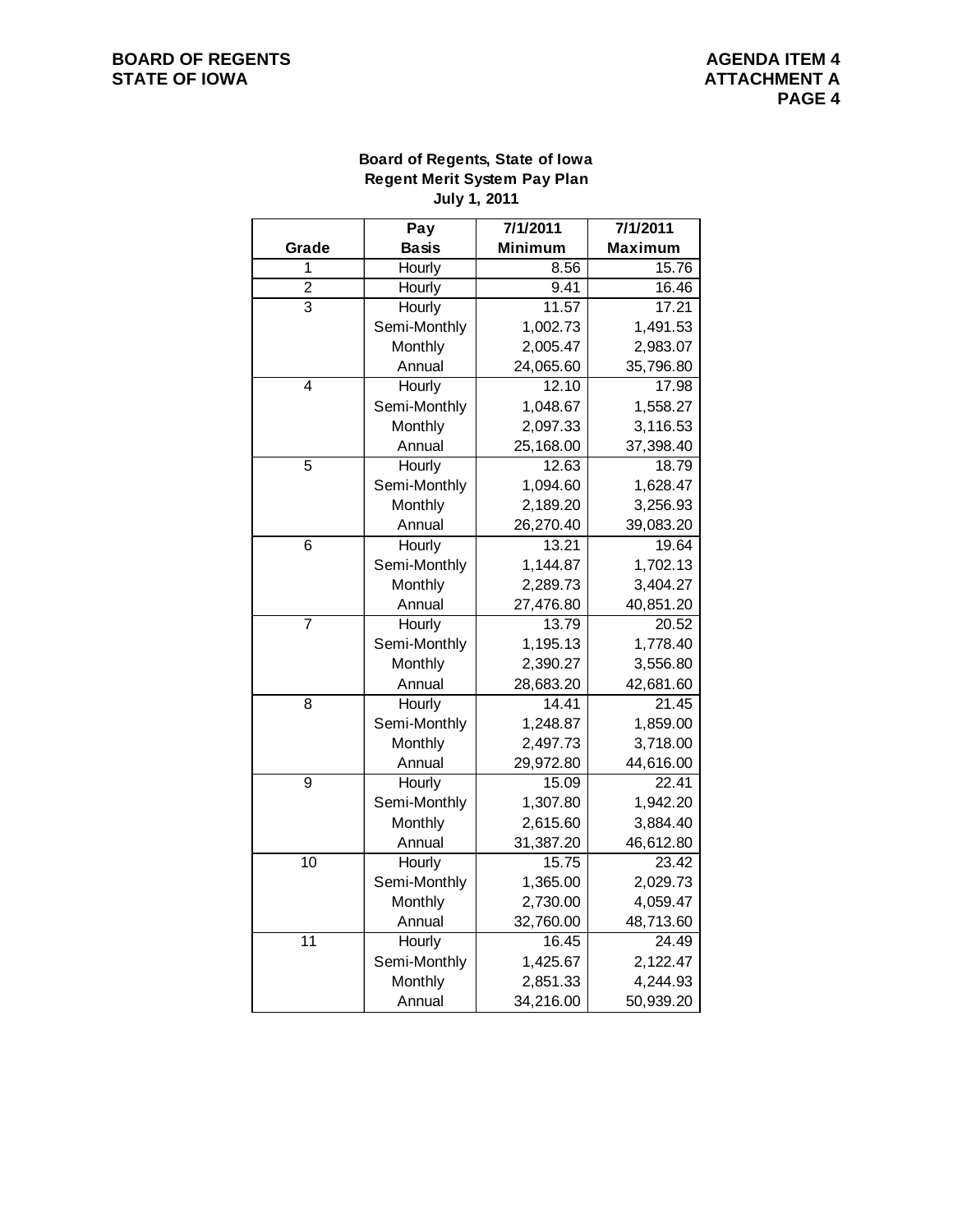**Board of Regents, State of Iowa**
**Regent Merit System Pay Plan**
**July 1, 2011**

| Grade | Pay Basis | 7/1/2011 Minimum | 7/1/2011 Maximum |
|---|---|---|---|
| 1 | Hourly | 8.56 | 15.76 |
| 2 | Hourly | 9.41 | 16.46 |
| 3 | Hourly | 11.57 | 17.21 |
| | Semi-Monthly | 1,002.73 | 1,491.53 |
| | Monthly | 2,005.47 | 2,983.07 |
| | Annual | 24,065.60 | 35,796.80 |
| 4 | Hourly | 12.10 | 17.98 |
| | Semi-Monthly | 1,048.67 | 1,558.27 |
| | Monthly | 2,097.33 | 3,116.53 |
| | Annual | 25,168.00 | 37,398.40 |
| 5 | Hourly | 12.63 | 18.79 |
| | Semi-Monthly | 1,094.60 | 1,628.47 |
| | Monthly | 2,189.20 | 3,256.93 |
| | Annual | 26,270.40 | 39,083.20 |
| 6 | Hourly | 13.21 | 19.64 |
| | Semi-Monthly | 1,144.87 | 1,702.13 |
| | Monthly | 2,289.73 | 3,404.27 |
| | Annual | 27,476.80 | 40,851.20 |
| 7 | Hourly | 13.79 | 20.52 |
| | Semi-Monthly | 1,195.13 | 1,778.40 |
| | Monthly | 2,390.27 | 3,556.80 |
| | Annual | 28,683.20 | 42,681.60 |
| 8 | Hourly | 14.41 | 21.45 |
| | Semi-Monthly | 1,248.87 | 1,859.00 |
| | Monthly | 2,497.73 | 3,718.00 |
| | Annual | 29,972.80 | 44,616.00 |
| 9 | Hourly | 15.09 | 22.41 |
| | Semi-Monthly | 1,307.80 | 1,942.20 |
| | Monthly | 2,615.60 | 3,884.40 |
| | Annual | 31,387.20 | 46,612.80 |
| 10 | Hourly | 15.75 | 23.42 |
| | Semi-Monthly | 1,365.00 | 2,029.73 |
| | Monthly | 2,730.00 | 4,059.47 |
| | Annual | 32,760.00 | 48,713.60 |
| 11 | Hourly | 16.45 | 24.49 |
| | Semi-Monthly | 1,425.67 | 2,122.47 |
| | Monthly | 2,851.33 | 4,244.93 |
| | Annual | 34,216.00 | 50,939.20 |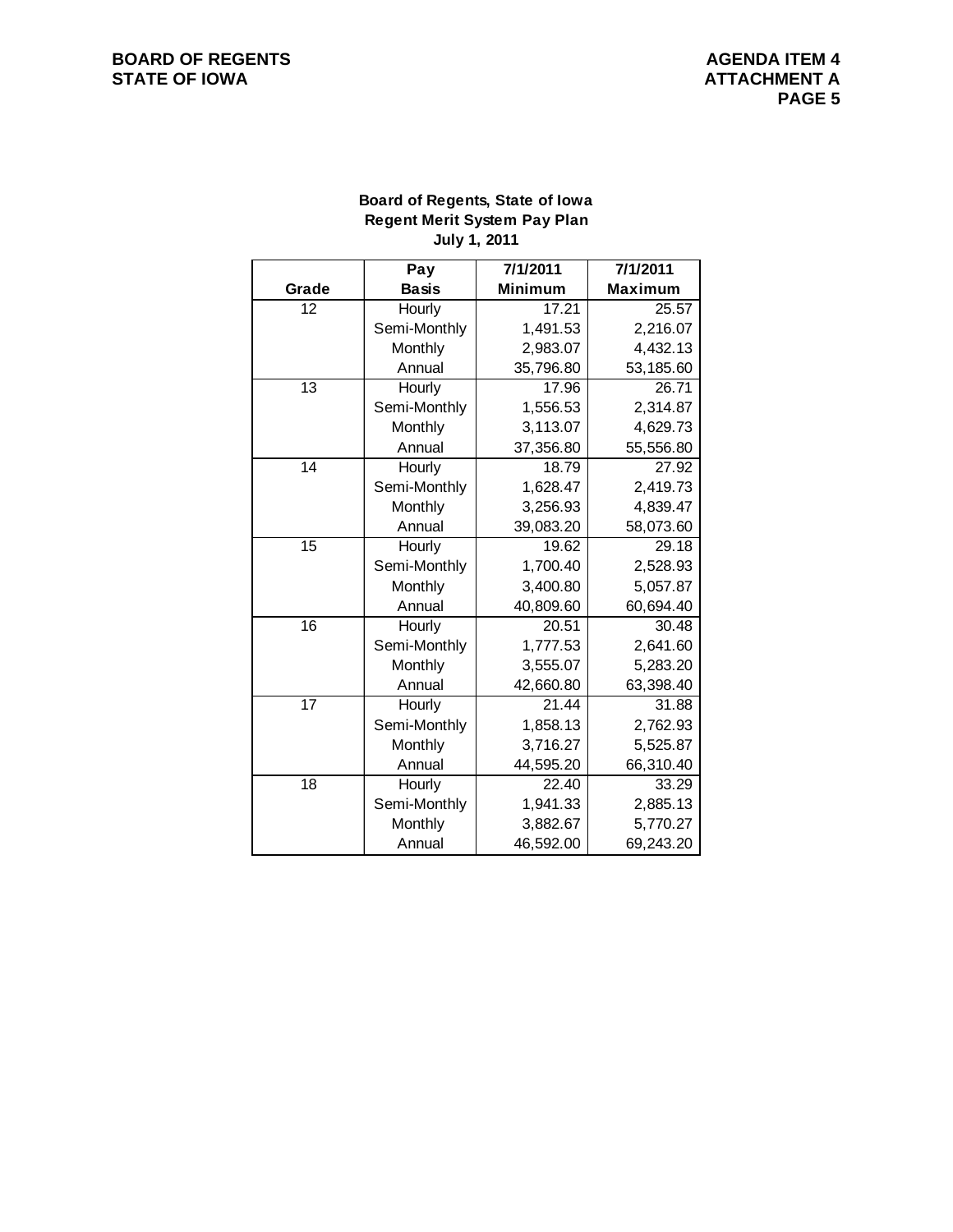**Board of Regents, State of Iowa**
**Regent Merit System Pay Plan**
**July 1, 2011**

| Grade | Pay Basis | 7/1/2011 Minimum | 7/1/2011 Maximum |
|---|---|---|---|
| 12 | Hourly | 17.21 | 25.57 |
| | Semi-Monthly | 1,491.53 | 2,216.07 |
| | Monthly | 2,983.07 | 4,432.13 |
| | Annual | 35,796.80 | 53,185.60 |
| 13 | Hourly | 17.96 | 26.71 |
| | Semi-Monthly | 1,556.53 | 2,314.87 |
| | Monthly | 3,113.07 | 4,629.73 |
| | Annual | 37,356.80 | 55,556.80 |
| 14 | Hourly | 18.79 | 27.92 |
| | Semi-Monthly | 1,628.47 | 2,419.73 |
| | Monthly | 3,256.93 | 4,839.47 |
| | Annual | 39,083.20 | 58,073.60 |
| 15 | Hourly | 19.62 | 29.18 |
| | Semi-Monthly | 1,700.40 | 2,528.93 |
| | Monthly | 3,400.80 | 5,057.87 |
| | Annual | 40,809.60 | 60,694.40 |
| 16 | Hourly | 20.51 | 30.48 |
| | Semi-Monthly | 1,777.53 | 2,641.60 |
| | Monthly | 3,555.07 | 5,283.20 |
| | Annual | 42,660.80 | 63,398.40 |
| 17 | Hourly | 21.44 | 31.88 |
| | Semi-Monthly | 1,858.13 | 2,762.93 |
| | Monthly | 3,716.27 | 5,525.87 |
| | Annual | 44,595.20 | 66,310.40 |
| 18 | Hourly | 22.40 | 33.29 |
| | Semi-Monthly | 1,941.33 | 2,885.13 |
| | Monthly | 3,882.67 | 5,770.27 |
| | Annual | 46,592.00 | 69,243.20 |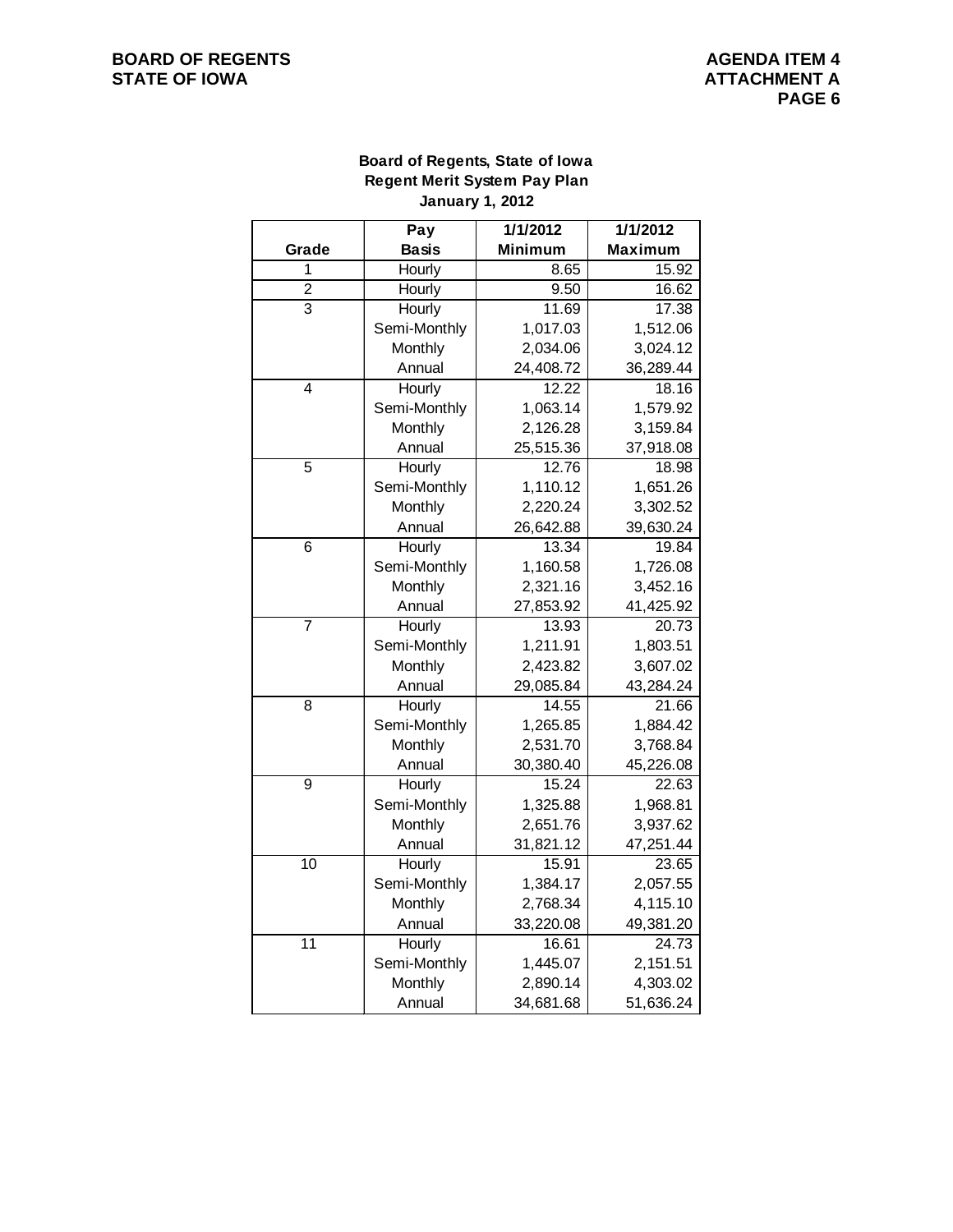**Board of Regents, State of Iowa**
**Regent Merit System Pay Plan**
**January 1, 2012**

| Grade | Pay Basis | 1/1/2012 Minimum | 1/1/2012 Maximum |
|---|---|---|---|
| 1 | Hourly | 8.65 | 15.92 |
| 2 | Hourly | 9.50 | 16.62 |
| 3 | Hourly | 11.69 | 17.38 |
| | Semi-Monthly | 1,017.03 | 1,512.06 |
| | Monthly | 2,034.06 | 3,024.12 |
| | Annual | 24,408.72 | 36,289.44 |
| 4 | Hourly | 12.22 | 18.16 |
| | Semi-Monthly | 1,063.14 | 1,579.92 |
| | Monthly | 2,126.28 | 3,159.84 |
| | Annual | 25,515.36 | 37,918.08 |
| 5 | Hourly | 12.76 | 18.98 |
| | Semi-Monthly | 1,110.12 | 1,651.26 |
| | Monthly | 2,220.24 | 3,302.52 |
| | Annual | 26,642.88 | 39,630.24 |
| 6 | Hourly | 13.34 | 19.84 |
| | Semi-Monthly | 1,160.58 | 1,726.08 |
| | Monthly | 2,321.16 | 3,452.16 |
| | Annual | 27,853.92 | 41,425.92 |
| 7 | Hourly | 13.93 | 20.73 |
| | Semi-Monthly | 1,211.91 | 1,803.51 |
| | Monthly | 2,423.82 | 3,607.02 |
| | Annual | 29,085.84 | 43,284.24 |
| 8 | Hourly | 14.55 | 21.66 |
| | Semi-Monthly | 1,265.85 | 1,884.42 |
| | Monthly | 2,531.70 | 3,768.84 |
| | Annual | 30,380.40 | 45,226.08 |
| 9 | Hourly | 15.24 | 22.63 |
| | Semi-Monthly | 1,325.88 | 1,968.81 |
| | Monthly | 2,651.76 | 3,937.62 |
| | Annual | 31,821.12 | 47,251.44 |
| 10 | Hourly | 15.91 | 23.65 |
| | Semi-Monthly | 1,384.17 | 2,057.55 |
| | Monthly | 2,768.34 | 4,115.10 |
| | Annual | 33,220.08 | 49,381.20 |
| 11 | Hourly | 16.61 | 24.73 |
| | Semi-Monthly | 1,445.07 | 2,151.51 |
| | Monthly | 2,890.14 | 4,303.02 |
| | Annual | 34,681.68 | 51,636.24 |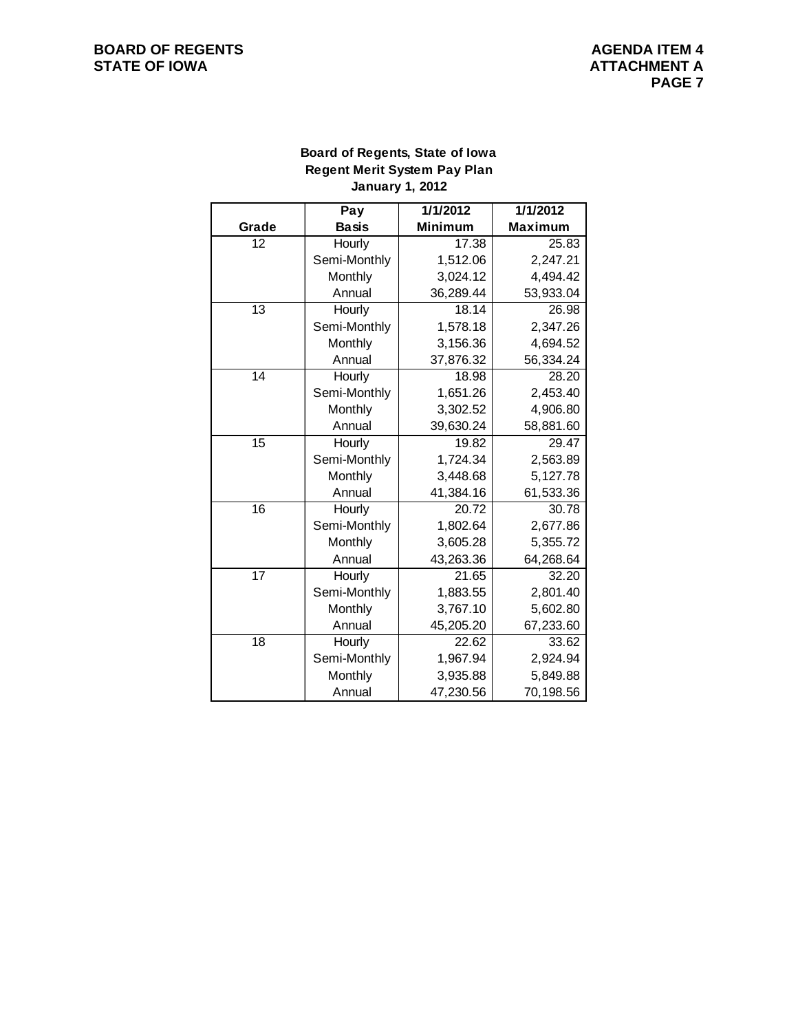**Board of Regents, State of Iowa**
**Regent Merit System Pay Plan**
**January 1, 2012**

| Grade | Pay Basis | 1/1/2012 Minimum | 1/1/2012 Maximum |
|---|---|---|---|
| 12 | Hourly | 17.38 | 25.83 |
| | Semi-Monthly | 1,512.06 | 2,247.21 |
| | Monthly | 3,024.12 | 4,494.42 |
| | Annual | 36,289.44 | 53,933.04 |
| 13 | Hourly | 18.14 | 26.98 |
| | Semi-Monthly | 1,578.18 | 2,347.26 |
| | Monthly | 3,156.36 | 4,694.52 |
| | Annual | 37,876.32 | 56,334.24 |
| 14 | Hourly | 18.98 | 28.20 |
| | Semi-Monthly | 1,651.26 | 2,453.40 |
| | Monthly | 3,302.52 | 4,906.80 |
| | Annual | 39,630.24 | 58,881.60 |
| 15 | Hourly | 19.82 | 29.47 |
| | Semi-Monthly | 1,724.34 | 2,563.89 |
| | Monthly | 3,448.68 | 5,127.78 |
| | Annual | 41,384.16 | 61,533.36 |
| 16 | Hourly | 20.72 | 30.78 |
| | Semi-Monthly | 1,802.64 | 2,677.86 |
| | Monthly | 3,605.28 | 5,355.72 |
| | Annual | 43,263.36 | 64,268.64 |
| 17 | Hourly | 21.65 | 32.20 |
| | Semi-Monthly | 1,883.55 | 2,801.40 |
| | Monthly | 3,767.10 | 5,602.80 |
| | Annual | 45,205.20 | 67,233.60 |
| 18 | Hourly | 22.62 | 33.62 |
| | Semi-Monthly | 1,967.94 | 2,924.94 |
| | Monthly | 3,935.88 | 5,849.88 |
| | Annual | 47,230.56 | 70,198.56 |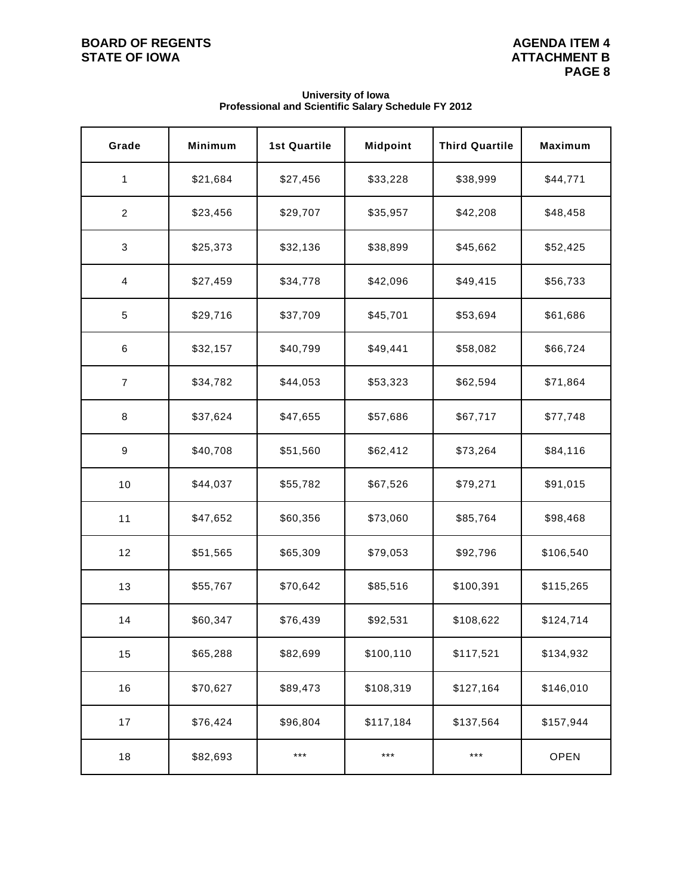**University of Iowa**
**Professional and Scientific Salary Schedule FY 2012**

| Grade | Minimum | 1st Quartile | Midpoint | Third Quartile | Maximum |
|---|---|---|---|---|---|
| 1 | $21,684 | $27,456 | $33,228 | $38,999 | $44,771 |
| 2 | $23,456 | $29,707 | $35,957 | $42,208 | $48,458 |
| 3 | $25,373 | $32,136 | $38,899 | $45,662 | $52,425 |
| 4 | $27,459 | $34,778 | $42,096 | $49,415 | $56,733 |
| 5 | $29,716 | $37,709 | $45,701 | $53,694 | $61,686 |
| 6 | $32,157 | $40,799 | $49,441 | $58,082 | $66,724 |
| 7 | $34,782 | $44,053 | $53,323 | $62,594 | $71,864 |
| 8 | $37,624 | $47,655 | $57,686 | $67,717 | $77,748 |
| 9 | $40,708 | $51,560 | $62,412 | $73,264 | $84,116 |
| 10 | $44,037 | $55,782 | $67,526 | $79,271 | $91,015 |
| 11 | $47,652 | $60,356 | $73,060 | $85,764 | $98,468 |
| 12 | $51,565 | $65,309 | $79,053 | $92,796 | $106,540 |
| 13 | $55,767 | $70,642 | $85,516 | $100,391 | $115,265 |
| 14 | $60,347 | $76,439 | $92,531 | $108,622 | $124,714 |
| 15 | $65,288 | $82,699 | $100,110 | $117,521 | $134,932 |
| 16 | $70,627 | $89,473 | $108,319 | $127,164 | $146,010 |
| 17 | $76,424 | $96,804 | $117,184 | $137,564 | $157,944 |
| 18 | $82,693 | *** | *** | *** | OPEN |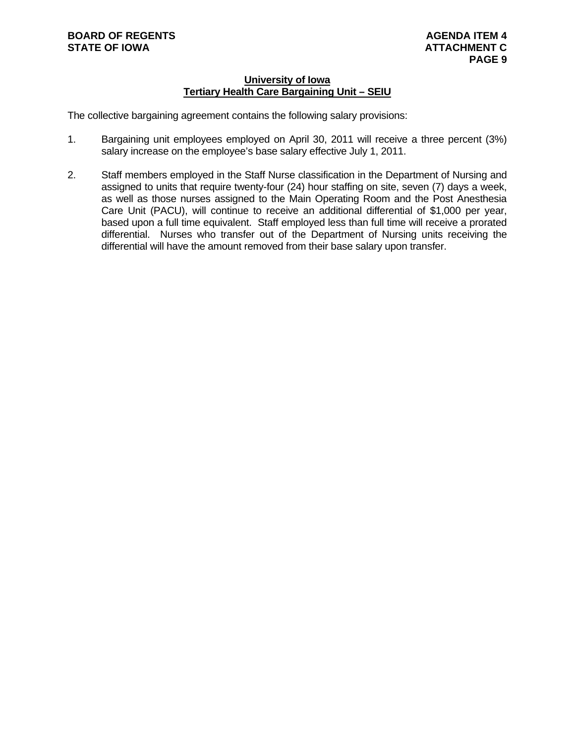## University of Iowa
## Tertiary Health Care Bargaining Unit – SEIU

The collective bargaining agreement contains the following salary provisions:

1. Bargaining unit employees employed on April 30, 2011 will receive a three percent (3%) salary increase on the employee's base salary effective July 1, 2011.

2. Staff members employed in the Staff Nurse classification in the Department of Nursing and assigned to units that require twenty-four (24) hour staffing on site, seven (7) days a week, as well as those nurses assigned to the Main Operating Room and the Post Anesthesia Care Unit (PACU), will continue to receive an additional differential of $1,000 per year, based upon a full time equivalent. Staff employed less than full time will receive a prorated differential. Nurses who transfer out of the Department of Nursing units receiving the differential will have the amount removed from their base salary upon transfer.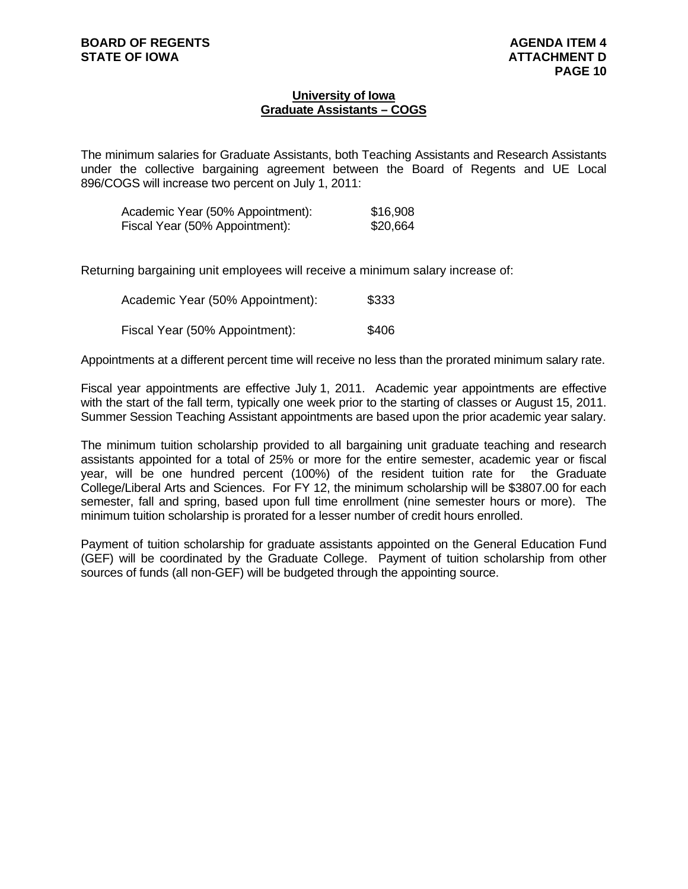## University of Iowa
## Graduate Assistants – COGS

The minimum salaries for Graduate Assistants, both Teaching Assistants and Research Assistants under the collective bargaining agreement between the Board of Regents and UE Local 896/COGS will increase two percent on July 1, 2011:

| | |
|---|---|
| Academic Year (50% Appointment): | $16,908 |
| Fiscal Year (50% Appointment): | $20,664 |

Returning bargaining unit employees will receive a minimum salary increase of:

| | |
|---|---|
| Academic Year (50% Appointment): | $333 |
| Fiscal Year (50% Appointment): | $406 |

Appointments at a different percent time will receive no less than the prorated minimum salary rate.

Fiscal year appointments are effective July 1, 2011. Academic year appointments are effective with the start of the fall term, typically one week prior to the starting of classes or August 15, 2011. Summer Session Teaching Assistant appointments are based upon the prior academic year salary.

The minimum tuition scholarship provided to all bargaining unit graduate teaching and research assistants appointed for a total of 25% or more for the entire semester, academic year or fiscal year, will be one hundred percent (100%) of the resident tuition rate for the Graduate College/Liberal Arts and Sciences. For FY 12, the minimum scholarship will be $3807.00 for each semester, fall and spring, based upon full time enrollment (nine semester hours or more). The minimum tuition scholarship is prorated for a lesser number of credit hours enrolled.

Payment of tuition scholarship for graduate assistants appointed on the General Education Fund (GEF) will be coordinated by the Graduate College. Payment of tuition scholarship from other sources of funds (all non-GEF) will be budgeted through the appointing source.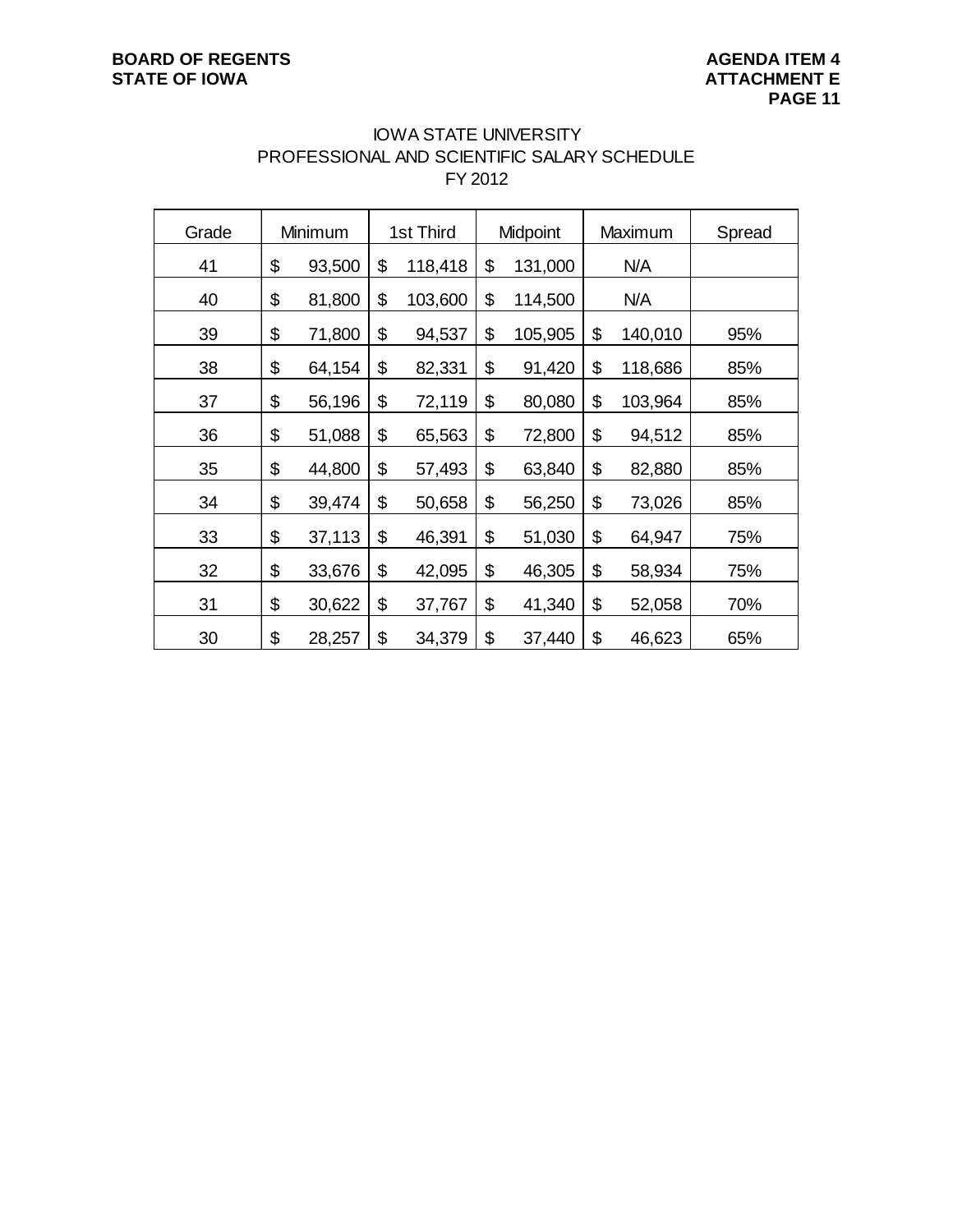# IOWA STATE UNIVERSITY
## PROFESSIONAL AND SCIENTIFIC SALARY SCHEDULE
## FY 2012

| Grade | Minimum | 1st Third | Midpoint | Maximum | Spread |
|---|---|---|---|---|---|
| 41 | $ 93,500 | $ 118,418 | $ 131,000 | N/A | |
| 40 | $ 81,800 | $ 103,600 | $ 114,500 | N/A | |
| 39 | $ 71,800 | $ 94,537 | $ 105,905 | $ 140,010 | 95% |
| 38 | $ 64,154 | $ 82,331 | $ 91,420 | $ 118,686 | 85% |
| 37 | $ 56,196 | $ 72,119 | $ 80,080 | $ 103,964 | 85% |
| 36 | $ 51,088 | $ 65,563 | $ 72,800 | $ 94,512 | 85% |
| 35 | $ 44,800 | $ 57,493 | $ 63,840 | $ 82,880 | 85% |
| 34 | $ 39,474 | $ 50,658 | $ 56,250 | $ 73,026 | 85% |
| 33 | $ 37,113 | $ 46,391 | $ 51,030 | $ 64,947 | 75% |
| 32 | $ 33,676 | $ 42,095 | $ 46,305 | $ 58,934 | 75% |
| 31 | $ 30,622 | $ 37,767 | $ 41,340 | $ 52,058 | 70% |
| 30 | $ 28,257 | $ 34,379 | $ 37,440 | $ 46,623 | 65% |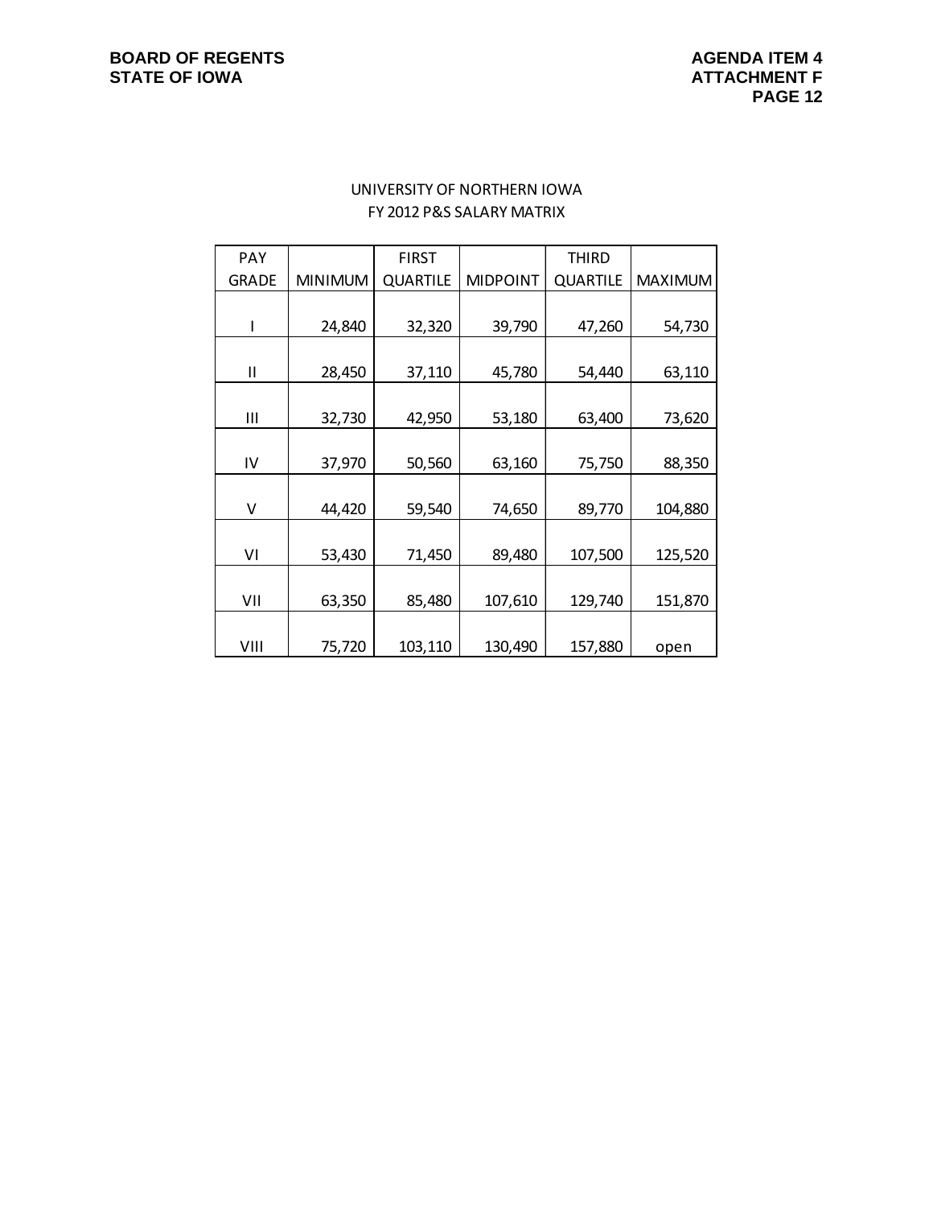UNIVERSITY OF NORTHERN IOWA
FY 2012 P&S SALARY MATRIX

| PAY GRADE | MINIMUM | FIRST QUARTILE | MIDPOINT | THIRD QUARTILE | MAXIMUM |
|---|---|---|---|---|---|
| I | 24,840 | 32,320 | 39,790 | 47,260 | 54,730 |
| II | 28,450 | 37,110 | 45,780 | 54,440 | 63,110 |
| III | 32,730 | 42,950 | 53,180 | 63,400 | 73,620 |
| IV | 37,970 | 50,560 | 63,160 | 75,750 | 88,350 |
| V | 44,420 | 59,540 | 74,650 | 89,770 | 104,880 |
| VI | 53,430 | 71,450 | 89,480 | 107,500 | 125,520 |
| VII | 63,350 | 85,480 | 107,610 | 129,740 | 151,870 |
| VIII | 75,720 | 103,110 | 130,490 | 157,880 | open |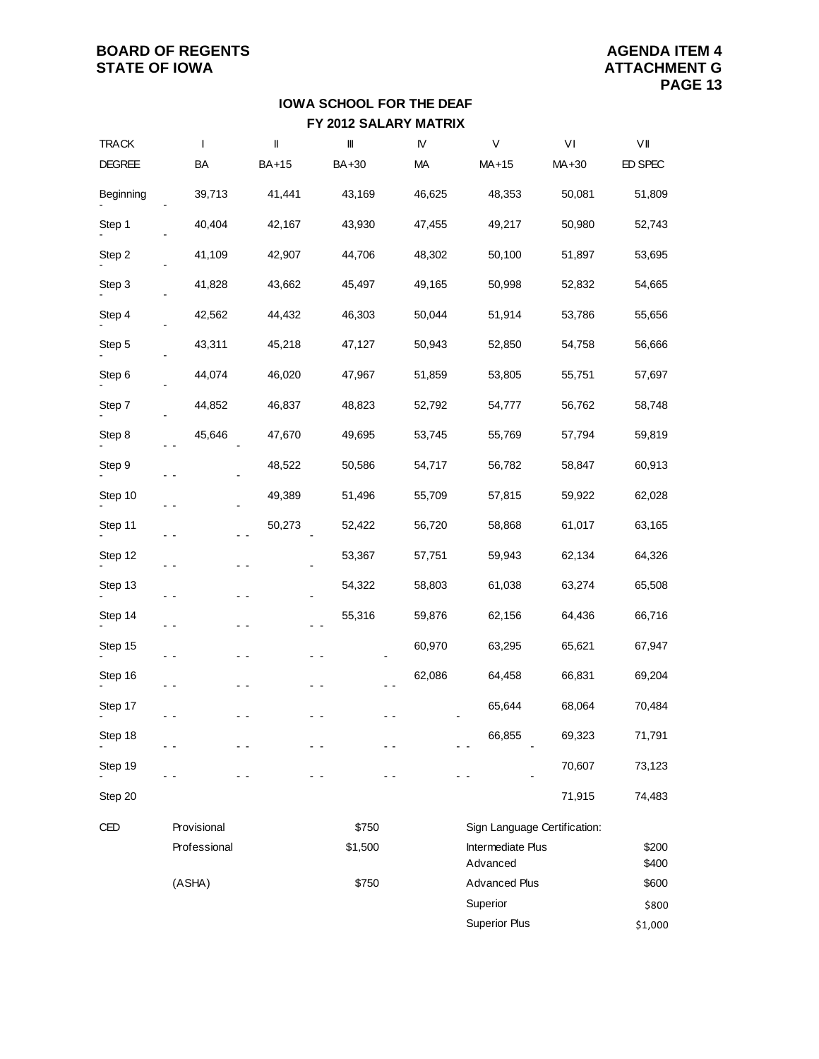**BOARD OF REGENTS**
**STATE OF IOWA**

**AGENDA ITEM 4**
**ATTACHMENT G**

## IOWA SCHOOL FOR THE DEAF

### FY 2012 SALARY MATRIX

| TRACK | I | II | III | IV | V | VI | VII |
|---|---|---|---|---|---|---|---|
| DEGREE | BA | BA+15 | BA+30 | MA | MA+15 | MA+30 | ED SPEC |
| Beginning | 39,713 | 41,441 | 43,169 | 46,625 | 48,353 | 50,081 | 51,809 |
| Step 1 | 40,404 | 42,167 | 43,930 | 47,455 | 49,217 | 50,980 | 52,743 |
| Step 2 | 41,109 | 42,907 | 44,706 | 48,302 | 50,100 | 51,897 | 53,695 |
| Step 3 | 41,828 | 43,662 | 45,497 | 49,165 | 50,998 | 52,832 | 54,665 |
| Step 4 | 42,562 | 44,432 | 46,303 | 50,044 | 51,914 | 53,786 | 55,656 |
| Step 5 | 43,311 | 45,218 | 47,127 | 50,943 | 52,850 | 54,758 | 56,666 |
| Step 6 | 44,074 | 46,020 | 47,967 | 51,859 | 53,805 | 55,751 | 57,697 |
| Step 7 | 44,852 | 46,837 | 48,823 | 52,792 | 54,777 | 56,762 | 58,748 |
| Step 8 | 45,646 | 47,670 | 49,695 | 53,745 | 55,769 | 57,794 | 59,819 |
| Step 9 | | 48,522 | 50,586 | 54,717 | 56,782 | 58,847 | 60,913 |
| Step 10 | | 49,389 | 51,496 | 55,709 | 57,815 | 59,922 | 62,028 |
| Step 11 | | 50,273 | 52,422 | 56,720 | 58,868 | 61,017 | 63,165 |
| Step 12 | | | 53,367 | 57,751 | 59,943 | 62,134 | 64,326 |
| Step 13 | | | 54,322 | 58,803 | 61,038 | 63,274 | 65,508 |
| Step 14 | | | 55,316 | 59,876 | 62,156 | 64,436 | 66,716 |
| Step 15 | | | | 60,970 | 63,295 | 65,621 | 67,947 |
| Step 16 | | | | 62,086 | 64,458 | 66,831 | 69,204 |
| Step 17 | | | | | 65,644 | 68,064 | 70,484 |
| Step 18 | | | | | 66,855 | 69,323 | 71,791 |
| Step 19 | | | | | | 70,607 | 73,123 |
| Step 20 | | | | | | 71,915 | 74,483 |

| CED | | |
|---|---|---|
| | Provisional | $750 |
| | Professional | $1,500 |
| | (ASHA) | $750 |

| Sign Language Certification: | |
|---|---|
| Intermediate Plus | $200 |
| Advanced | $400 |
| Advanced Plus | $600 |
| Superior | $800 |
| Superior Plus | $1,000 |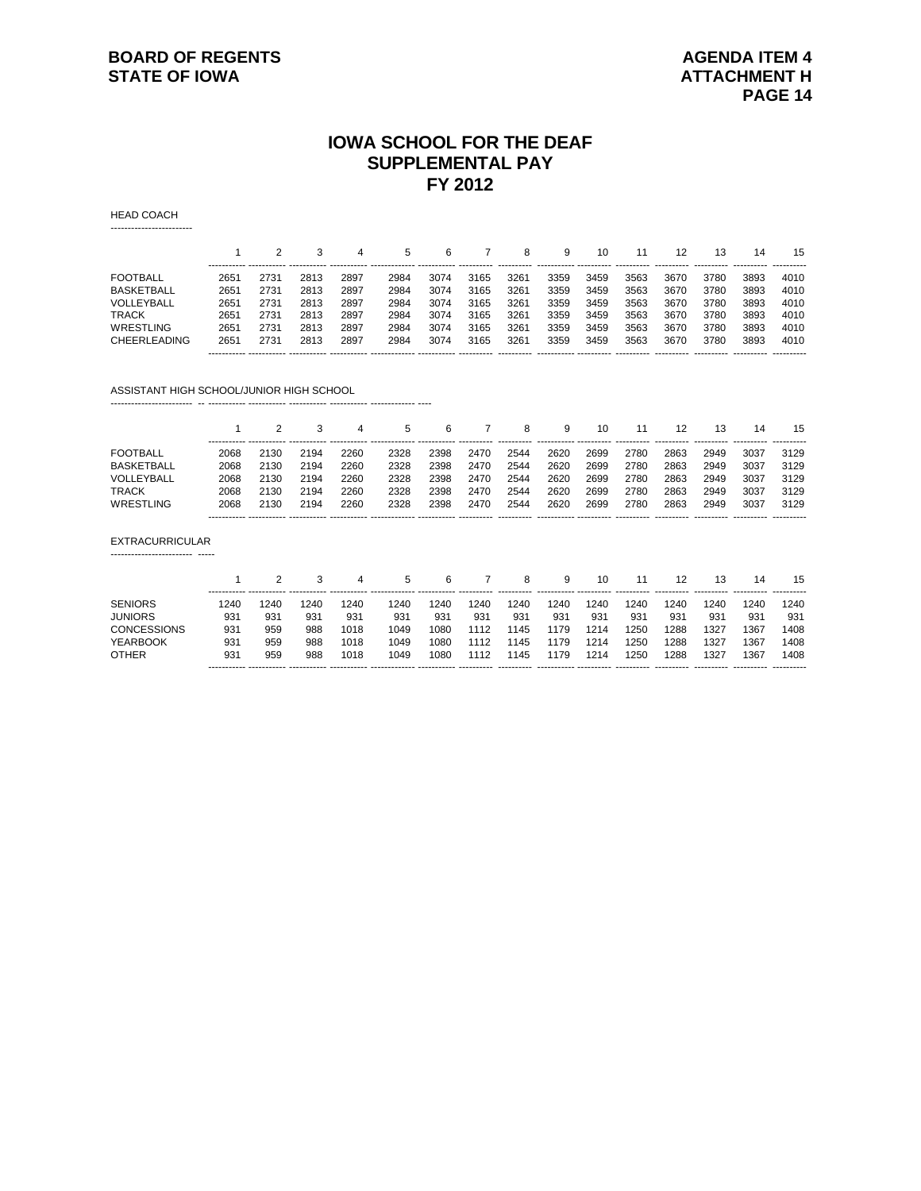**BOARD OF REGENTS**
**STATE OF IOWA**

**AGENDA ITEM 4**
**ATTACHMENT H**

# IOWA SCHOOL FOR THE DEAF
## SUPPLEMENTAL PAY
## FY 2012

HEAD COACH

| | 1 | 2 | 3 | 4 | 5 | 6 | 7 | 8 | 9 | 10 | 11 | 12 | 13 | 14 | 15 |
|---|---|---|---|---|---|---|---|---|---|---|---|---|---|---|---|
| FOOTBALL | 2651 | 2731 | 2813 | 2897 | 2984 | 3074 | 3165 | 3261 | 3359 | 3459 | 3563 | 3670 | 3780 | 3893 | 4010 |
| BASKETBALL | 2651 | 2731 | 2813 | 2897 | 2984 | 3074 | 3165 | 3261 | 3359 | 3459 | 3563 | 3670 | 3780 | 3893 | 4010 |
| VOLLEYBALL | 2651 | 2731 | 2813 | 2897 | 2984 | 3074 | 3165 | 3261 | 3359 | 3459 | 3563 | 3670 | 3780 | 3893 | 4010 |
| TRACK | 2651 | 2731 | 2813 | 2897 | 2984 | 3074 | 3165 | 3261 | 3359 | 3459 | 3563 | 3670 | 3780 | 3893 | 4010 |
| WRESTLING | 2651 | 2731 | 2813 | 2897 | 2984 | 3074 | 3165 | 3261 | 3359 | 3459 | 3563 | 3670 | 3780 | 3893 | 4010 |
| CHEERLEADING | 2651 | 2731 | 2813 | 2897 | 2984 | 3074 | 3165 | 3261 | 3359 | 3459 | 3563 | 3670 | 3780 | 3893 | 4010 |

ASSISTANT HIGH SCHOOL/JUNIOR HIGH SCHOOL

| | 1 | 2 | 3 | 4 | 5 | 6 | 7 | 8 | 9 | 10 | 11 | 12 | 13 | 14 | 15 |
|---|---|---|---|---|---|---|---|---|---|---|---|---|---|---|---|
| FOOTBALL | 2068 | 2130 | 2194 | 2260 | 2328 | 2398 | 2470 | 2544 | 2620 | 2699 | 2780 | 2863 | 2949 | 3037 | 3129 |
| BASKETBALL | 2068 | 2130 | 2194 | 2260 | 2328 | 2398 | 2470 | 2544 | 2620 | 2699 | 2780 | 2863 | 2949 | 3037 | 3129 |
| VOLLEYBALL | 2068 | 2130 | 2194 | 2260 | 2328 | 2398 | 2470 | 2544 | 2620 | 2699 | 2780 | 2863 | 2949 | 3037 | 3129 |
| TRACK | 2068 | 2130 | 2194 | 2260 | 2328 | 2398 | 2470 | 2544 | 2620 | 2699 | 2780 | 2863 | 2949 | 3037 | 3129 |
| WRESTLING | 2068 | 2130 | 2194 | 2260 | 2328 | 2398 | 2470 | 2544 | 2620 | 2699 | 2780 | 2863 | 2949 | 3037 | 3129 |

EXTRACURRICULAR

| | 1 | 2 | 3 | 4 | 5 | 6 | 7 | 8 | 9 | 10 | 11 | 12 | 13 | 14 | 15 |
|---|---|---|---|---|---|---|---|---|---|---|---|---|---|---|---|
| SENIORS | 1240 | 1240 | 1240 | 1240 | 1240 | 1240 | 1240 | 1240 | 1240 | 1240 | 1240 | 1240 | 1240 | 1240 | 1240 |
| JUNIORS | 931 | 931 | 931 | 931 | 931 | 931 | 931 | 931 | 931 | 931 | 931 | 931 | 931 | 931 | 931 |
| CONCESSIONS | 931 | 959 | 988 | 1018 | 1049 | 1080 | 1112 | 1145 | 1179 | 1214 | 1250 | 1288 | 1327 | 1367 | 1408 |
| YEARBOOK | 931 | 959 | 988 | 1018 | 1049 | 1080 | 1112 | 1145 | 1179 | 1214 | 1250 | 1288 | 1327 | 1367 | 1408 |
| OTHER | 931 | 959 | 988 | 1018 | 1049 | 1080 | 1112 | 1145 | 1179 | 1214 | 1250 | 1288 | 1327 | 1367 | 1408 |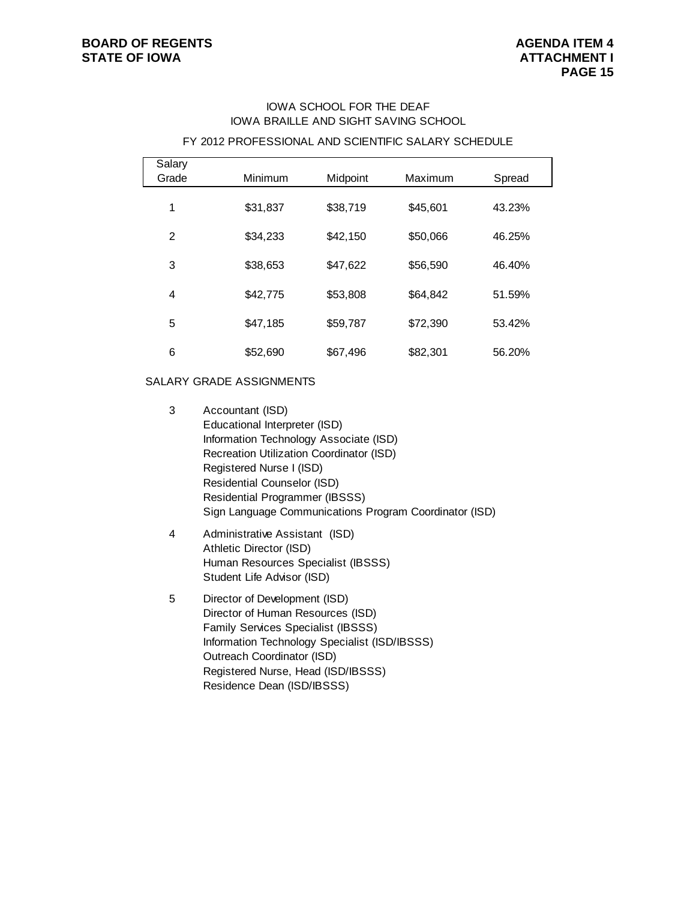## IOWA SCHOOL FOR THE DEAF
## IOWA BRAILLE AND SIGHT SAVING SCHOOL

### FY 2012 PROFESSIONAL AND SCIENTIFIC SALARY SCHEDULE

| Salary Grade | Minimum | Midpoint | Maximum | Spread |
|---|---|---|---|---|
| 1 | $31,837 | $38,719 | $45,601 | 43.23% |
| 2 | $34,233 | $42,150 | $50,066 | 46.25% |
| 3 | $38,653 | $47,622 | $56,590 | 46.40% |
| 4 | $42,775 | $53,808 | $64,842 | 51.59% |
| 5 | $47,185 | $59,787 | $72,390 | 53.42% |
| 6 | $52,690 | $67,496 | $82,301 | 56.20% |

SALARY GRADE ASSIGNMENTS

3
- Accountant (ISD)
- Educational Interpreter (ISD)
- Information Technology Associate (ISD)
- Recreation Utilization Coordinator (ISD)
- Registered Nurse I (ISD)
- Residential Counselor (ISD)
- Residential Programmer (IBSSS)
- Sign Language Communications Program Coordinator (ISD)

4
- Administrative Assistant (ISD)
- Athletic Director (ISD)
- Human Resources Specialist (IBSSS)
- Student Life Advisor (ISD)

5
- Director of Development (ISD)
- Director of Human Resources (ISD)
- Family Services Specialist (IBSSS)
- Information Technology Specialist (ISD/IBSSS)
- Outreach Coordinator (ISD)
- Registered Nurse, Head (ISD/IBSSS)
- Residence Dean (ISD/IBSSS)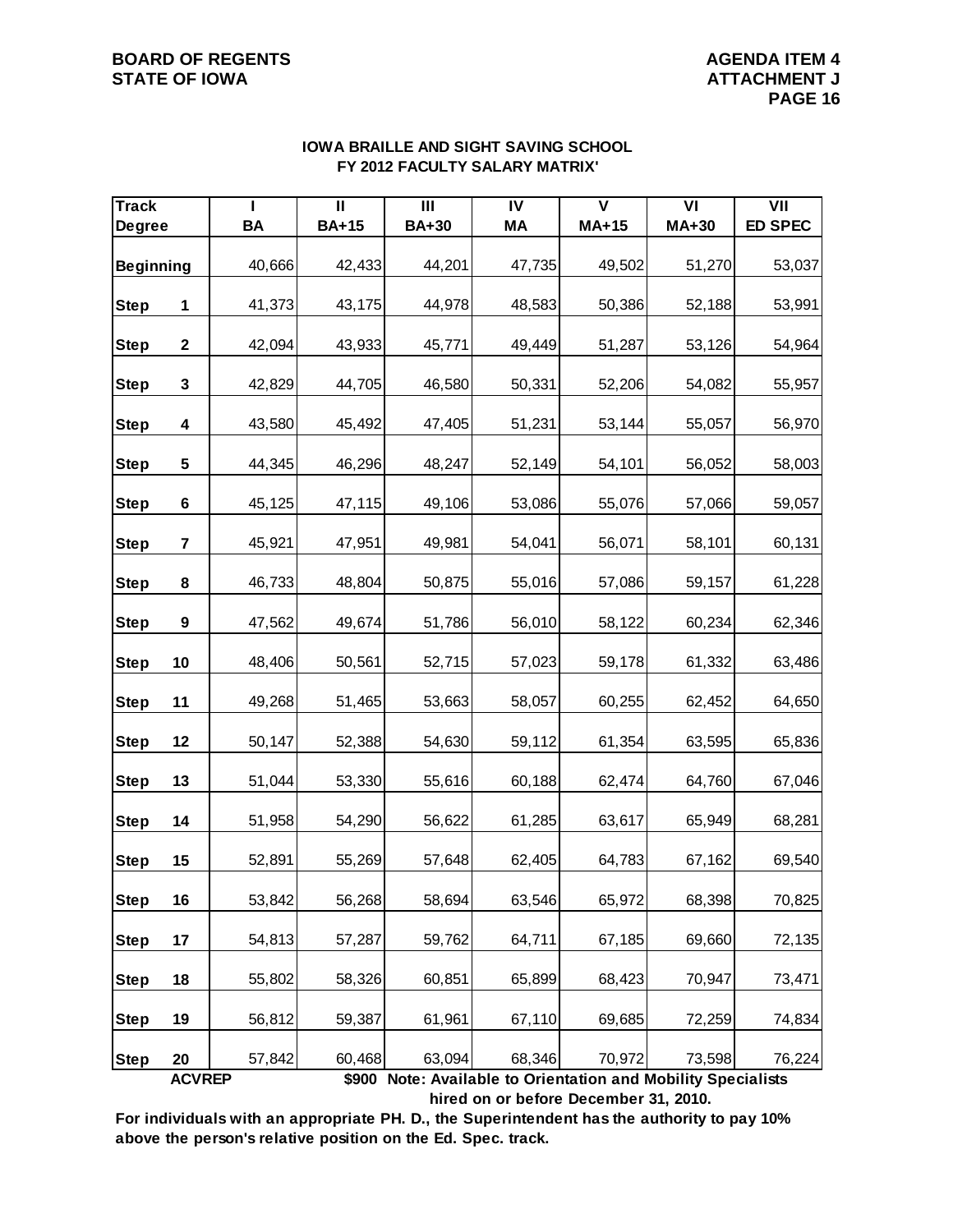BOARD OF REGENTS
STATE OF IOWA

AGENDA ITEM 4
ATTACHMENT J

## IOWA BRAILLE AND SIGHT SAVING SCHOOL
## FY 2012 FACULTY SALARY MATRIX'

| Track | I | II | III | IV | V | VI | VII |
|---|---|---|---|---|---|---|---|
| Degree | BA | BA+15 | BA+30 | MA | MA+15 | MA+30 | ED SPEC |
| Beginning | 40,666 | 42,433 | 44,201 | 47,735 | 49,502 | 51,270 | 53,037 |
| Step 1 | 41,373 | 43,175 | 44,978 | 48,583 | 50,386 | 52,188 | 53,991 |
| Step 2 | 42,094 | 43,933 | 45,771 | 49,449 | 51,287 | 53,126 | 54,964 |
| Step 3 | 42,829 | 44,705 | 46,580 | 50,331 | 52,206 | 54,082 | 55,957 |
| Step 4 | 43,580 | 45,492 | 47,405 | 51,231 | 53,144 | 55,057 | 56,970 |
| Step 5 | 44,345 | 46,296 | 48,247 | 52,149 | 54,101 | 56,052 | 58,003 |
| Step 6 | 45,125 | 47,115 | 49,106 | 53,086 | 55,076 | 57,066 | 59,057 |
| Step 7 | 45,921 | 47,951 | 49,981 | 54,041 | 56,071 | 58,101 | 60,131 |
| Step 8 | 46,733 | 48,804 | 50,875 | 55,016 | 57,086 | 59,157 | 61,228 |
| Step 9 | 47,562 | 49,674 | 51,786 | 56,010 | 58,122 | 60,234 | 62,346 |
| Step 10 | 48,406 | 50,561 | 52,715 | 57,023 | 59,178 | 61,332 | 63,486 |
| Step 11 | 49,268 | 51,465 | 53,663 | 58,057 | 60,255 | 62,452 | 64,650 |
| Step 12 | 50,147 | 52,388 | 54,630 | 59,112 | 61,354 | 63,595 | 65,836 |
| Step 13 | 51,044 | 53,330 | 55,616 | 60,188 | 62,474 | 64,760 | 67,046 |
| Step 14 | 51,958 | 54,290 | 56,622 | 61,285 | 63,617 | 65,949 | 68,281 |
| Step 15 | 52,891 | 55,269 | 57,648 | 62,405 | 64,783 | 67,162 | 69,540 |
| Step 16 | 53,842 | 56,268 | 58,694 | 63,546 | 65,972 | 68,398 | 70,825 |
| Step 17 | 54,813 | 57,287 | 59,762 | 64,711 | 67,185 | 69,660 | 72,135 |
| Step 18 | 55,802 | 58,326 | 60,851 | 65,899 | 68,423 | 70,947 | 73,471 |
| Step 19 | 56,812 | 59,387 | 61,961 | 67,110 | 69,685 | 72,259 | 74,834 |
| Step 20 | 57,842 | 60,468 | 63,094 | 68,346 | 70,972 | 73,598 | 76,224 |

**ACVREP** **$900 Note: Available to Orientation and Mobility Specialists hired on or before December 31, 2010.**

**For individuals with an appropriate PH. D., the Superintendent has the authority to pay 10% above the person's relative position on the Ed. Spec. track.**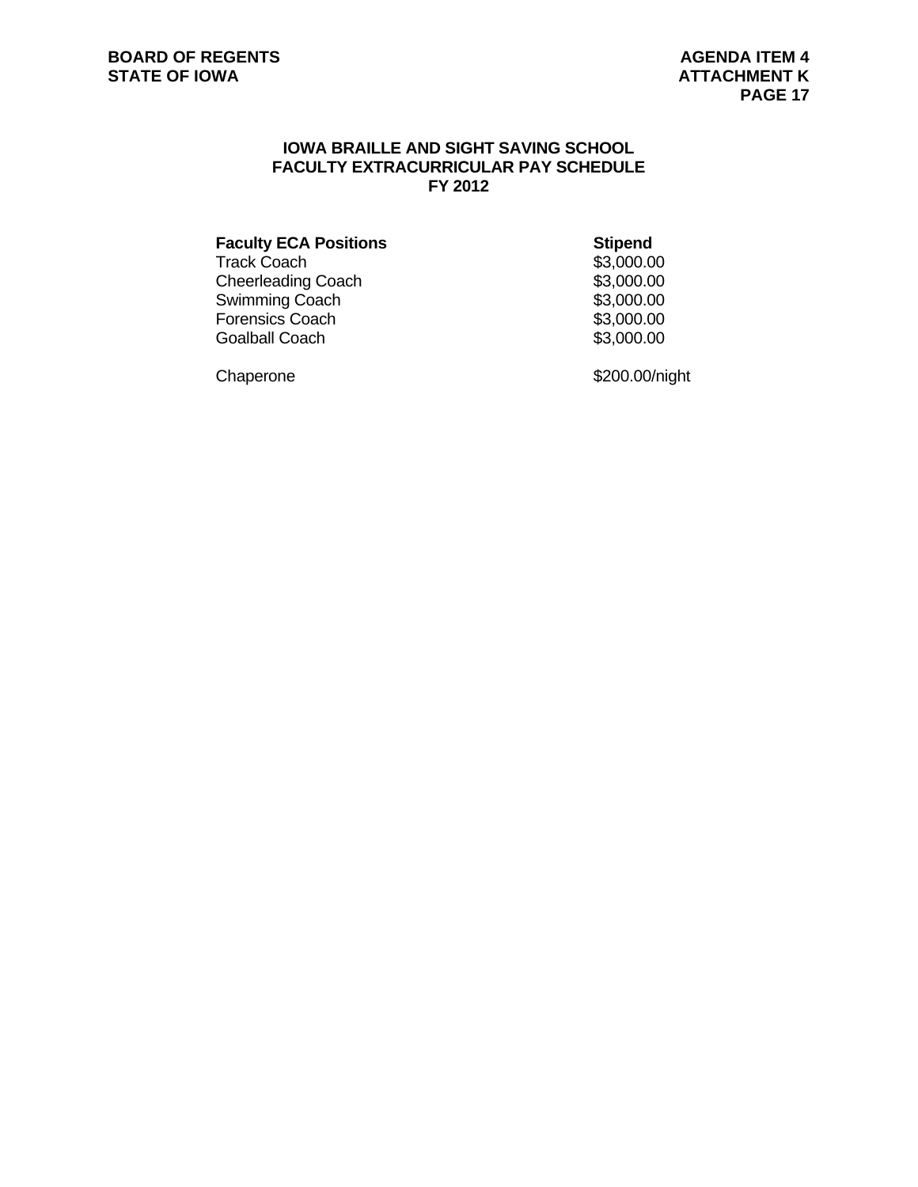## IOWA BRAILLE AND SIGHT SAVING SCHOOL
## FACULTY EXTRACURRICULAR PAY SCHEDULE
## FY 2012

| Faculty ECA Positions | Stipend |
|---|---|
| Track Coach | $3,000.00 |
| Cheerleading Coach | $3,000.00 |
| Swimming Coach | $3,000.00 |
| Forensics Coach | $3,000.00 |
| Goalball Coach | $3,000.00 |
| | |
| Chaperone | $200.00/night |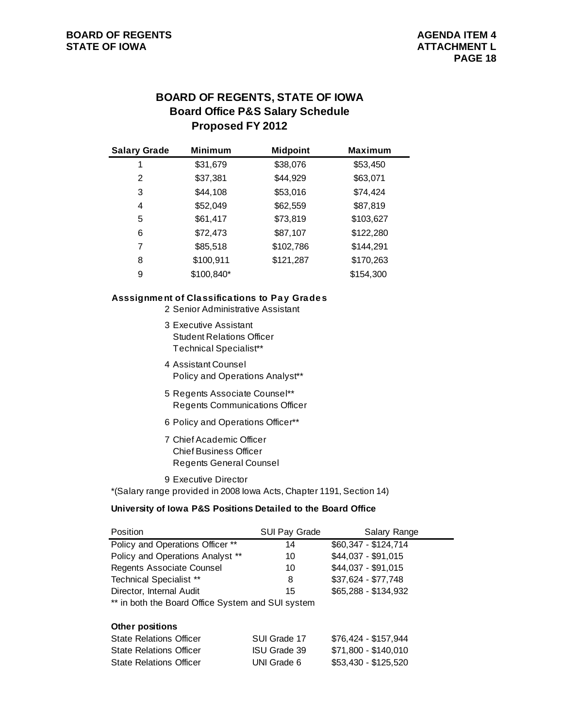# BOARD OF REGENTS, STATE OF IOWA
## Board Office P&S Salary Schedule
### Proposed FY 2012

| Salary Grade | Minimum | Midpoint | Maximum |
|---|---|---|---|
| 1 | $31,679 | $38,076 | $53,450 |
| 2 | $37,381 | $44,929 | $63,071 |
| 3 | $44,108 | $53,016 | $74,424 |
| 4 | $52,049 | $62,559 | $87,819 |
| 5 | $61,417 | $73,819 | $103,627 |
| 6 | $72,473 | $87,107 | $122,280 |
| 7 | $85,518 | $102,786 | $144,291 |
| 8 | $100,911 | $121,287 | $170,263 |
| 9 | $100,840* | | $154,300 |

**Asssignment of Classifications to Pay Grades**

2 Senior Administrative Assistant

3 Executive Assistant
Student Relations Officer
Technical Specialist**

4 Assistant Counsel
Policy and Operations Analyst**

5 Regents Associate Counsel**
Regents Communications Officer

6 Policy and Operations Officer**

7 Chief Academic Officer
Chief Business Officer
Regents General Counsel

9 Executive Director

*(Salary range provided in 2008 Iowa Acts, Chapter 1191, Section 14)

**University of Iowa P&S Positions Detailed to the Board Office**

| Position | SUI Pay Grade | Salary Range |
|---|---|---|
| Policy and Operations Officer ** | 14 | $60,347 - $124,714 |
| Policy and Operations Analyst ** | 10 | $44,037 - $91,015 |
| Regents Associate Counsel | 10 | $44,037 - $91,015 |
| Technical Specialist ** | 8 | $37,624 - $77,748 |
| Director, Internal Audit | 15 | $65,288 - $134,932 |

** in both the Board Office System and SUI system

**Other positions**

| | | |
|---|---|---|
| State Relations Officer | SUI Grade 17 | $76,424 - $157,944 |
| State Relations Officer | ISU Grade 39 | $71,800 - $140,010 |
| State Relations Officer | UNI Grade 6 | $53,430 - $125,520 |